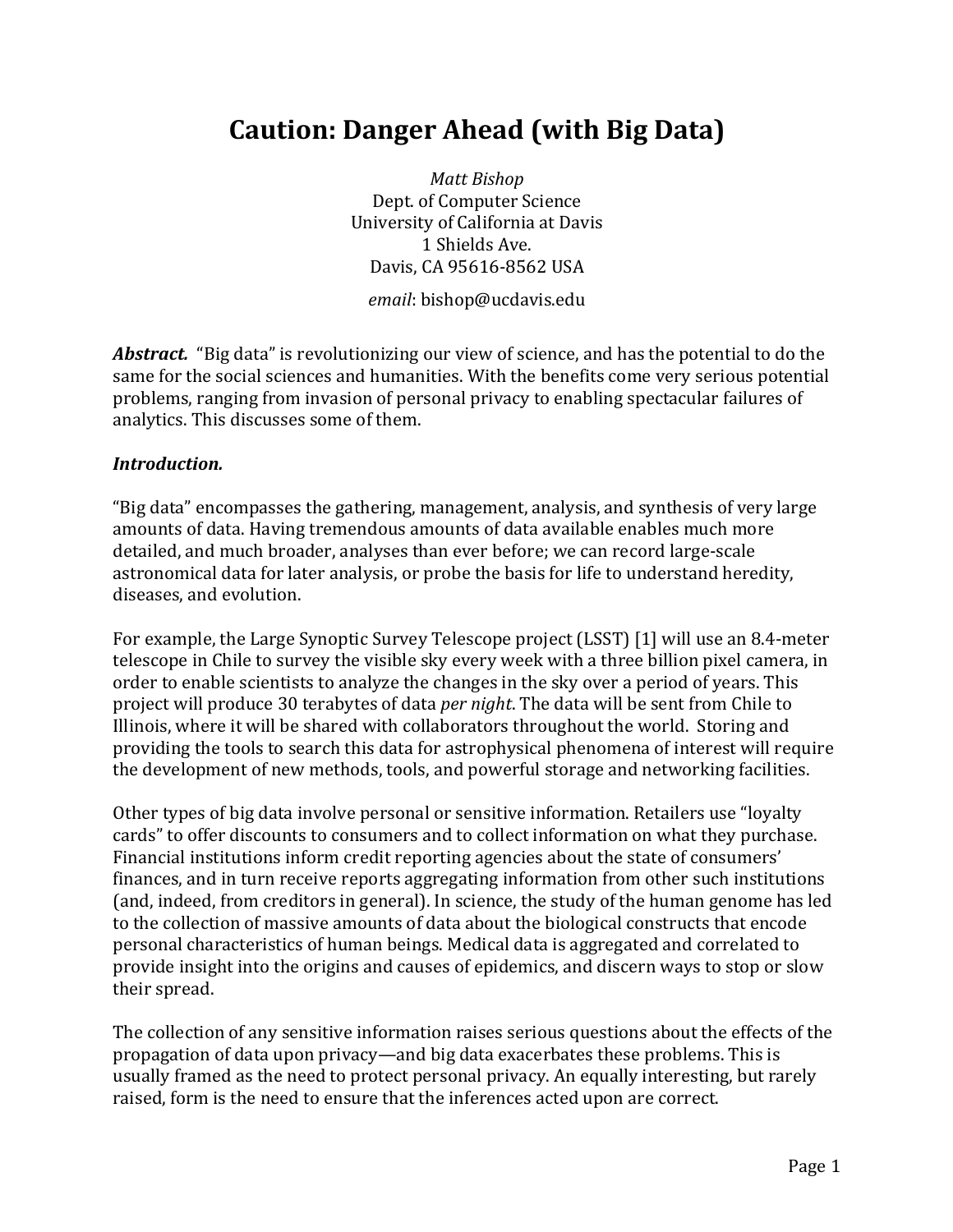# Caution: Danger Ahead (with Big Data)

*Matt Bishop*
Dept. of Computer Science
University of California at Davis
1 Shields Ave.
Davis, CA 95616-8562 USA

*email*: bishop@ucdavis.edu

***Abstract.*** "Big data" is revolutionizing our view of science, and has the potential to do the same for the social sciences and humanities. With the benefits come very serious potential problems, ranging from invasion of personal privacy to enabling spectacular failures of analytics. This discusses some of them.

***Introduction.***

"Big data" encompasses the gathering, management, analysis, and synthesis of very large amounts of data. Having tremendous amounts of data available enables much more detailed, and much broader, analyses than ever before; we can record large-scale astronomical data for later analysis, or probe the basis for life to understand heredity, diseases, and evolution.

For example, the Large Synoptic Survey Telescope project (LSST) [1] will use an 8.4-meter telescope in Chile to survey the visible sky every week with a three billion pixel camera, in order to enable scientists to analyze the changes in the sky over a period of years. This project will produce 30 terabytes of data *per night*. The data will be sent from Chile to Illinois, where it will be shared with collaborators throughout the world. Storing and providing the tools to search this data for astrophysical phenomena of interest will require the development of new methods, tools, and powerful storage and networking facilities.

Other types of big data involve personal or sensitive information. Retailers use "loyalty cards" to offer discounts to consumers and to collect information on what they purchase. Financial institutions inform credit reporting agencies about the state of consumers' finances, and in turn receive reports aggregating information from other such institutions (and, indeed, from creditors in general). In science, the study of the human genome has led to the collection of massive amounts of data about the biological constructs that encode personal characteristics of human beings. Medical data is aggregated and correlated to provide insight into the origins and causes of epidemics, and discern ways to stop or slow their spread.

The collection of any sensitive information raises serious questions about the effects of the propagation of data upon privacy—and big data exacerbates these problems. This is usually framed as the need to protect personal privacy. An equally interesting, but rarely raised, form is the need to ensure that the inferences acted upon are correct.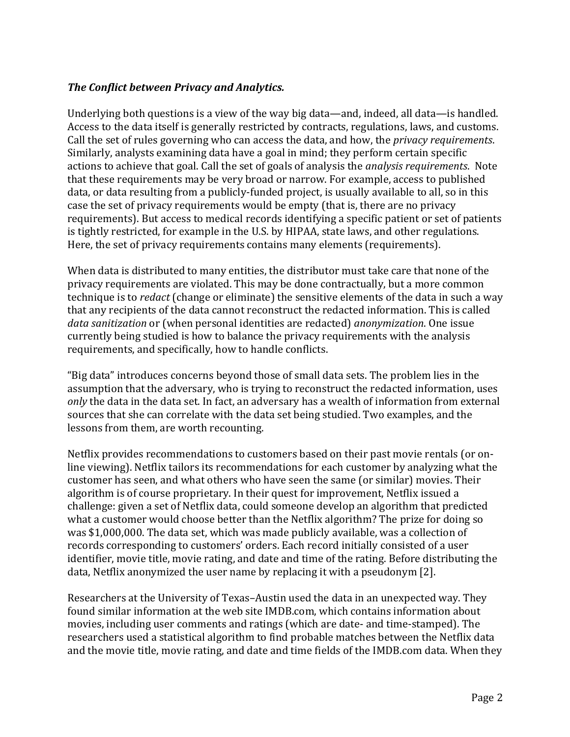***The Conflict between Privacy and Analytics.***

Underlying both questions is a view of the way big data—and, indeed, all data—is handled. Access to the data itself is generally restricted by contracts, regulations, laws, and customs. Call the set of rules governing who can access the data, and how, the *privacy requirements*. Similarly, analysts examining data have a goal in mind; they perform certain specific actions to achieve that goal. Call the set of goals of analysis the *analysis requirements*. Note that these requirements may be very broad or narrow. For example, access to published data, or data resulting from a publicly-funded project, is usually available to all, so in this case the set of privacy requirements would be empty (that is, there are no privacy requirements). But access to medical records identifying a specific patient or set of patients is tightly restricted, for example in the U.S. by HIPAA, state laws, and other regulations. Here, the set of privacy requirements contains many elements (requirements).

When data is distributed to many entities, the distributor must take care that none of the privacy requirements are violated. This may be done contractually, but a more common technique is to *redact* (change or eliminate) the sensitive elements of the data in such a way that any recipients of the data cannot reconstruct the redacted information. This is called *data sanitization* or (when personal identities are redacted) *anonymization*. One issue currently being studied is how to balance the privacy requirements with the analysis requirements, and specifically, how to handle conflicts.

"Big data" introduces concerns beyond those of small data sets. The problem lies in the assumption that the adversary, who is trying to reconstruct the redacted information, uses *only* the data in the data set. In fact, an adversary has a wealth of information from external sources that she can correlate with the data set being studied. Two examples, and the lessons from them, are worth recounting.

Netflix provides recommendations to customers based on their past movie rentals (or on-line viewing). Netflix tailors its recommendations for each customer by analyzing what the customer has seen, and what others who have seen the same (or similar) movies. Their algorithm is of course proprietary. In their quest for improvement, Netflix issued a challenge: given a set of Netflix data, could someone develop an algorithm that predicted what a customer would choose better than the Netflix algorithm? The prize for doing so was $1,000,000. The data set, which was made publicly available, was a collection of records corresponding to customers' orders. Each record initially consisted of a user identifier, movie title, movie rating, and date and time of the rating. Before distributing the data, Netflix anonymized the user name by replacing it with a pseudonym [2].

Researchers at the University of Texas–Austin used the data in an unexpected way. They found similar information at the web site IMDB.com, which contains information about movies, including user comments and ratings (which are date- and time-stamped). The researchers used a statistical algorithm to find probable matches between the Netflix data and the movie title, movie rating, and date and time fields of the IMDB.com data. When they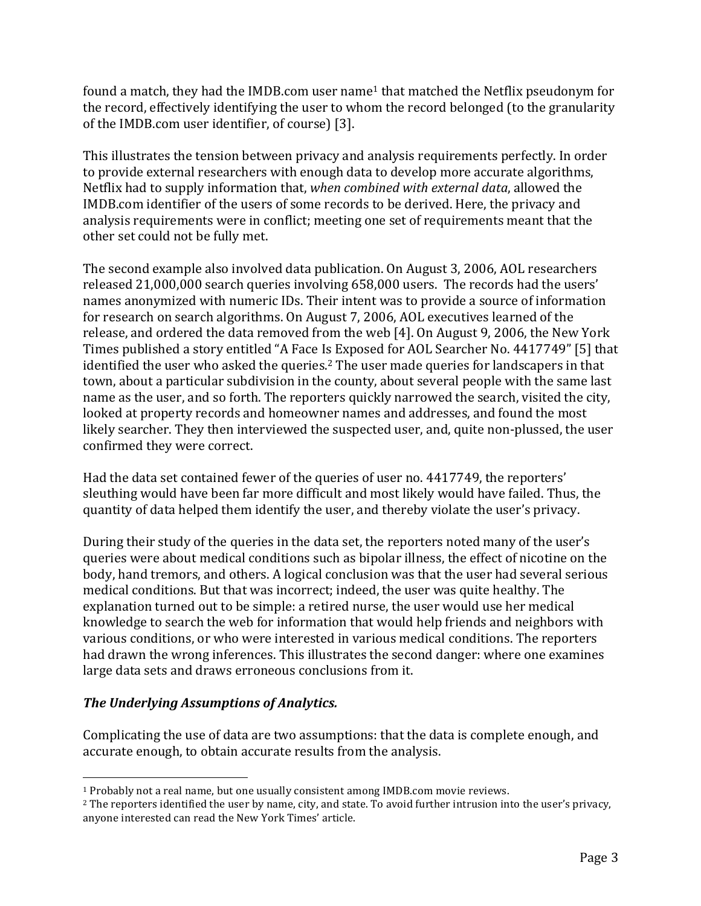found a match, they had the IMDB.com user name[1] that matched the Netflix pseudonym for the record, effectively identifying the user to whom the record belonged (to the granularity of the IMDB.com user identifier, of course) [3].

This illustrates the tension between privacy and analysis requirements perfectly. In order to provide external researchers with enough data to develop more accurate algorithms, Netflix had to supply information that, *when combined with external data*, allowed the IMDB.com identifier of the users of some records to be derived. Here, the privacy and analysis requirements were in conflict; meeting one set of requirements meant that the other set could not be fully met.

The second example also involved data publication. On August 3, 2006, AOL researchers released 21,000,000 search queries involving 658,000 users. The records had the users' names anonymized with numeric IDs. Their intent was to provide a source of information for research on search algorithms. On August 7, 2006, AOL executives learned of the release, and ordered the data removed from the web [4]. On August 9, 2006, the New York Times published a story entitled "A Face Is Exposed for AOL Searcher No. 4417749" [5] that identified the user who asked the queries.[2] The user made queries for landscapers in that town, about a particular subdivision in the county, about several people with the same last name as the user, and so forth. The reporters quickly narrowed the search, visited the city, looked at property records and homeowner names and addresses, and found the most likely searcher. They then interviewed the suspected user, and, quite non-plussed, the user confirmed they were correct.

Had the data set contained fewer of the queries of user no. 4417749, the reporters' sleuthing would have been far more difficult and most likely would have failed. Thus, the quantity of data helped them identify the user, and thereby violate the user's privacy.

During their study of the queries in the data set, the reporters noted many of the user's queries were about medical conditions such as bipolar illness, the effect of nicotine on the body, hand tremors, and others. A logical conclusion was that the user had several serious medical conditions. But that was incorrect; indeed, the user was quite healthy. The explanation turned out to be simple: a retired nurse, the user would use her medical knowledge to search the web for information that would help friends and neighbors with various conditions, or who were interested in various medical conditions. The reporters had drawn the wrong inferences. This illustrates the second danger: where one examines large data sets and draws erroneous conclusions from it.

### ***The Underlying Assumptions of Analytics.***

Complicating the use of data are two assumptions: that the data is complete enough, and accurate enough, to obtain accurate results from the analysis.

---

[1] Probably not a real name, but one usually consistent among IMDB.com movie reviews.

[2] The reporters identified the user by name, city, and state. To avoid further intrusion into the user's privacy, anyone interested can read the New York Times' article.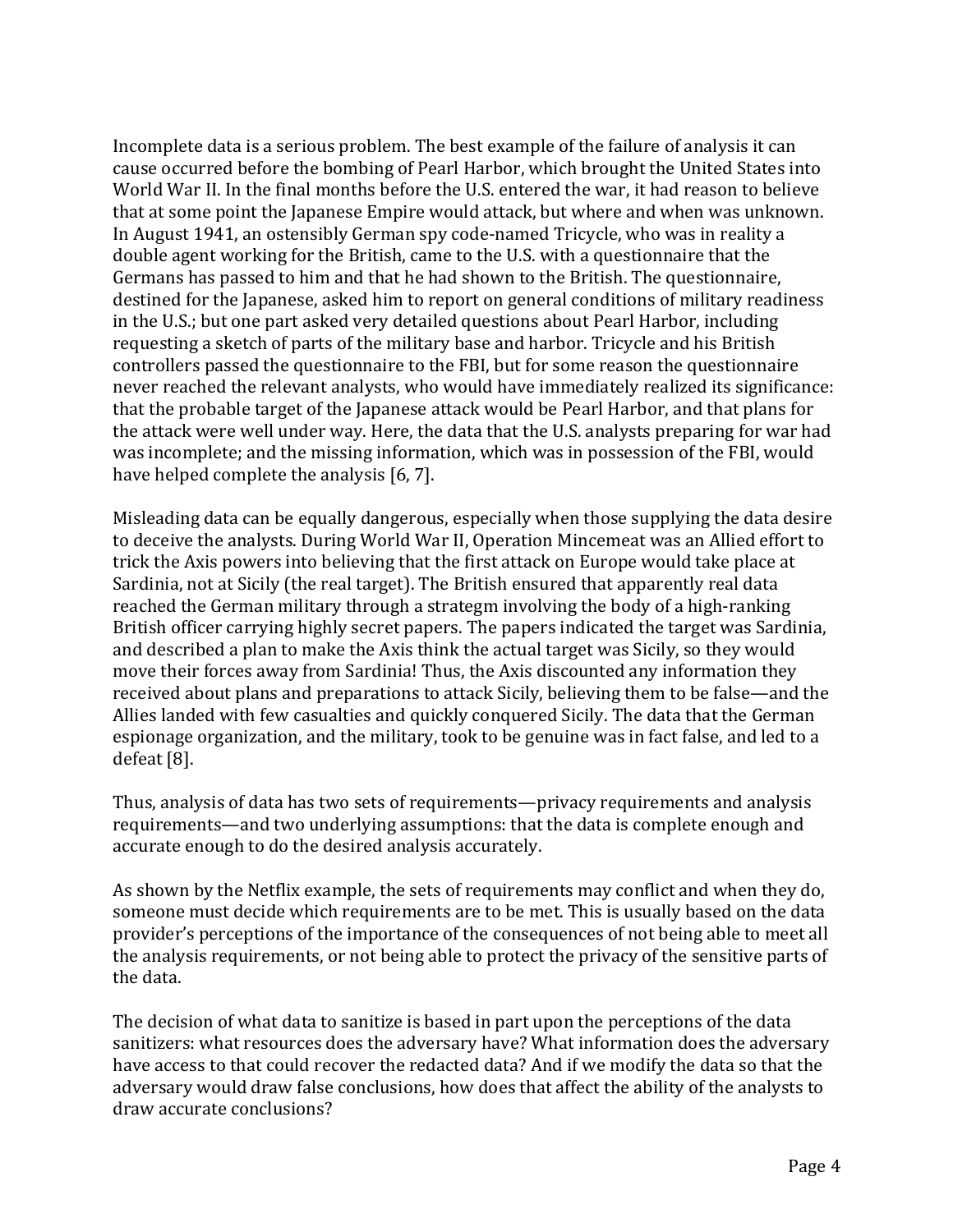Incomplete data is a serious problem. The best example of the failure of analysis it can cause occurred before the bombing of Pearl Harbor, which brought the United States into World War II. In the final months before the U.S. entered the war, it had reason to believe that at some point the Japanese Empire would attack, but where and when was unknown. In August 1941, an ostensibly German spy code-named Tricycle, who was in reality a double agent working for the British, came to the U.S. with a questionnaire that the Germans has passed to him and that he had shown to the British. The questionnaire, destined for the Japanese, asked him to report on general conditions of military readiness in the U.S.; but one part asked very detailed questions about Pearl Harbor, including requesting a sketch of parts of the military base and harbor. Tricycle and his British controllers passed the questionnaire to the FBI, but for some reason the questionnaire never reached the relevant analysts, who would have immediately realized its significance: that the probable target of the Japanese attack would be Pearl Harbor, and that plans for the attack were well under way. Here, the data that the U.S. analysts preparing for war had was incomplete; and the missing information, which was in possession of the FBI, would have helped complete the analysis [6, 7].

Misleading data can be equally dangerous, especially when those supplying the data desire to deceive the analysts. During World War II, Operation Mincemeat was an Allied effort to trick the Axis powers into believing that the first attack on Europe would take place at Sardinia, not at Sicily (the real target). The British ensured that apparently real data reached the German military through a strategm involving the body of a high-ranking British officer carrying highly secret papers. The papers indicated the target was Sardinia, and described a plan to make the Axis think the actual target was Sicily, so they would move their forces away from Sardinia! Thus, the Axis discounted any information they received about plans and preparations to attack Sicily, believing them to be false—and the Allies landed with few casualties and quickly conquered Sicily. The data that the German espionage organization, and the military, took to be genuine was in fact false, and led to a defeat [8].

Thus, analysis of data has two sets of requirements—privacy requirements and analysis requirements—and two underlying assumptions: that the data is complete enough and accurate enough to do the desired analysis accurately.

As shown by the Netflix example, the sets of requirements may conflict and when they do, someone must decide which requirements are to be met. This is usually based on the data provider's perceptions of the importance of the consequences of not being able to meet all the analysis requirements, or not being able to protect the privacy of the sensitive parts of the data.

The decision of what data to sanitize is based in part upon the perceptions of the data sanitizers: what resources does the adversary have? What information does the adversary have access to that could recover the redacted data? And if we modify the data so that the adversary would draw false conclusions, how does that affect the ability of the analysts to draw accurate conclusions?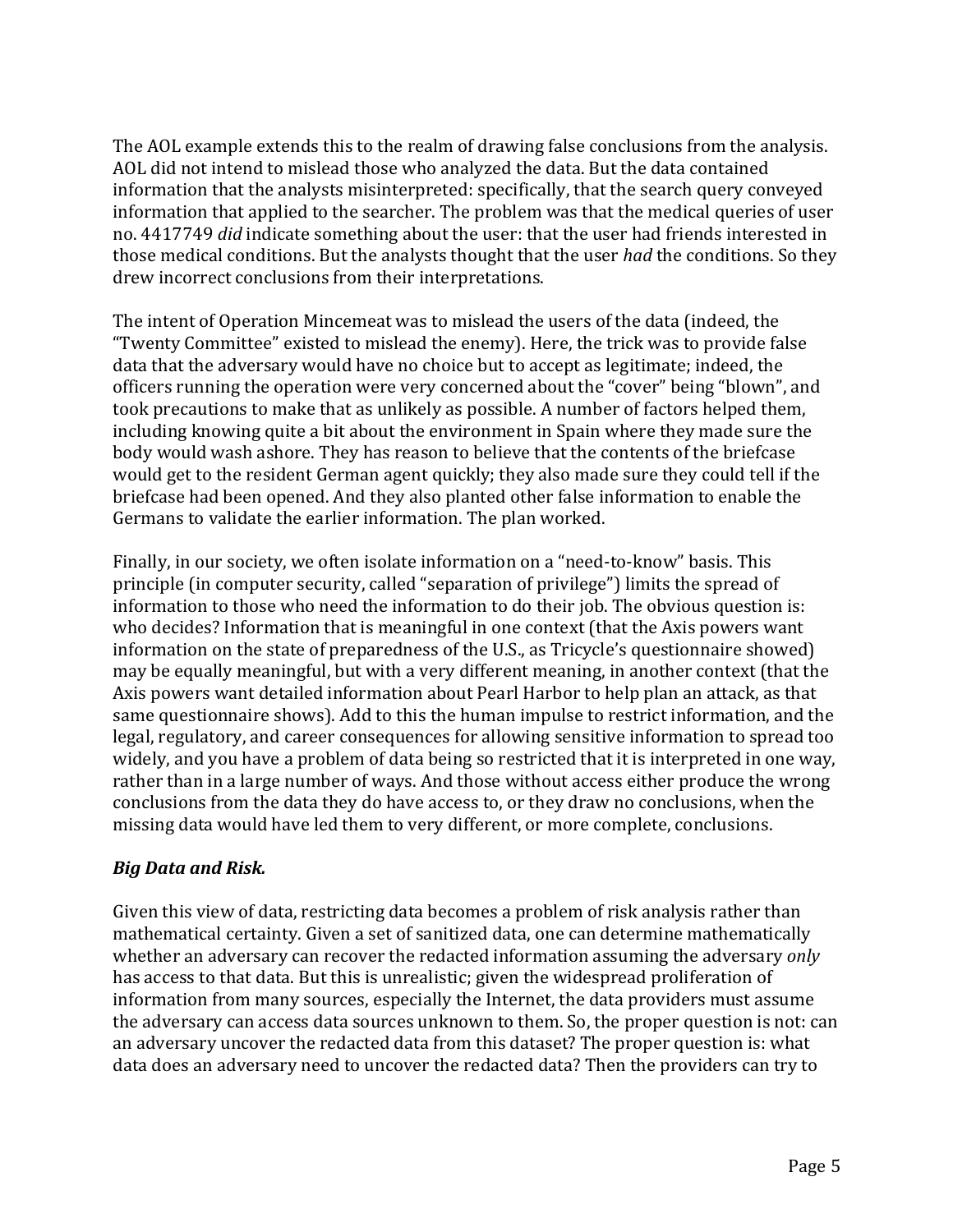The AOL example extends this to the realm of drawing false conclusions from the analysis. AOL did not intend to mislead those who analyzed the data. But the data contained information that the analysts misinterpreted: specifically, that the search query conveyed information that applied to the searcher. The problem was that the medical queries of user no. 4417749 *did* indicate something about the user: that the user had friends interested in those medical conditions. But the analysts thought that the user *had* the conditions. So they drew incorrect conclusions from their interpretations.

The intent of Operation Mincemeat was to mislead the users of the data (indeed, the "Twenty Committee" existed to mislead the enemy). Here, the trick was to provide false data that the adversary would have no choice but to accept as legitimate; indeed, the officers running the operation were very concerned about the "cover" being "blown", and took precautions to make that as unlikely as possible. A number of factors helped them, including knowing quite a bit about the environment in Spain where they made sure the body would wash ashore. They has reason to believe that the contents of the briefcase would get to the resident German agent quickly; they also made sure they could tell if the briefcase had been opened. And they also planted other false information to enable the Germans to validate the earlier information. The plan worked.

Finally, in our society, we often isolate information on a "need-to-know" basis. This principle (in computer security, called "separation of privilege") limits the spread of information to those who need the information to do their job. The obvious question is: who decides? Information that is meaningful in one context (that the Axis powers want information on the state of preparedness of the U.S., as Tricycle's questionnaire showed) may be equally meaningful, but with a very different meaning, in another context (that the Axis powers want detailed information about Pearl Harbor to help plan an attack, as that same questionnaire shows). Add to this the human impulse to restrict information, and the legal, regulatory, and career consequences for allowing sensitive information to spread too widely, and you have a problem of data being so restricted that it is interpreted in one way, rather than in a large number of ways. And those without access either produce the wrong conclusions from the data they do have access to, or they draw no conclusions, when the missing data would have led them to very different, or more complete, conclusions.

### ***Big Data and Risk.***

Given this view of data, restricting data becomes a problem of risk analysis rather than mathematical certainty. Given a set of sanitized data, one can determine mathematically whether an adversary can recover the redacted information assuming the adversary *only* has access to that data. But this is unrealistic; given the widespread proliferation of information from many sources, especially the Internet, the data providers must assume the adversary can access data sources unknown to them. So, the proper question is not: can an adversary uncover the redacted data from this dataset? The proper question is: what data does an adversary need to uncover the redacted data? Then the providers can try to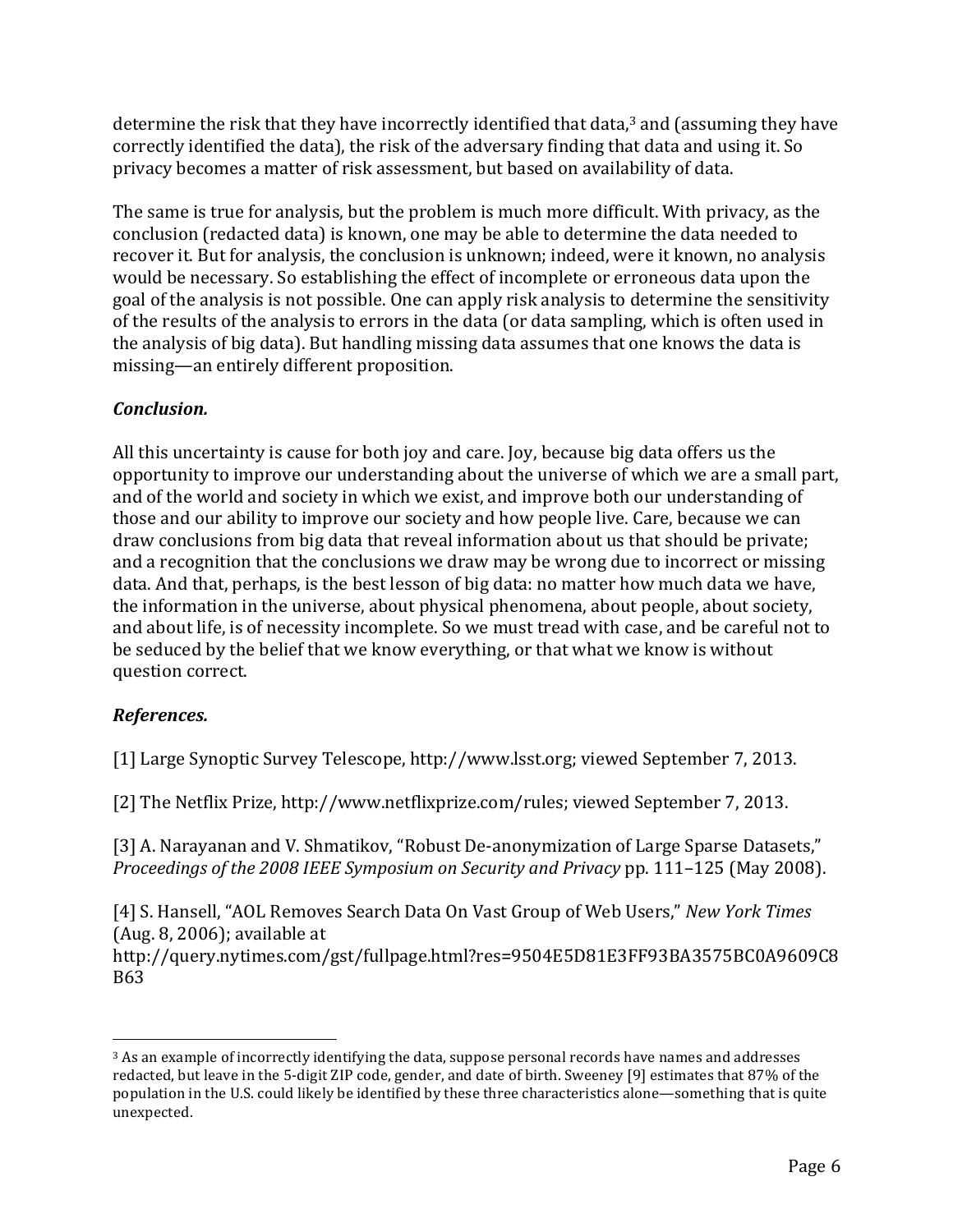determine the risk that they have incorrectly identified that data,[3] and (assuming they have correctly identified the data), the risk of the adversary finding that data and using it. So privacy becomes a matter of risk assessment, but based on availability of data.

The same is true for analysis, but the problem is much more difficult. With privacy, as the conclusion (redacted data) is known, one may be able to determine the data needed to recover it. But for analysis, the conclusion is unknown; indeed, were it known, no analysis would be necessary. So establishing the effect of incomplete or erroneous data upon the goal of the analysis is not possible. One can apply risk analysis to determine the sensitivity of the results of the analysis to errors in the data (or data sampling, which is often used in the analysis of big data). But handling missing data assumes that one knows the data is missing—an entirely different proposition.

### *Conclusion.*

All this uncertainty is cause for both joy and care. Joy, because big data offers us the opportunity to improve our understanding about the universe of which we are a small part, and of the world and society in which we exist, and improve both our understanding of those and our ability to improve our society and how people live. Care, because we can draw conclusions from big data that reveal information about us that should be private; and a recognition that the conclusions we draw may be wrong due to incorrect or missing data. And that, perhaps, is the best lesson of big data: no matter how much data we have, the information in the universe, about physical phenomena, about people, about society, and about life, is of necessity incomplete. So we must tread with case, and be careful not to be seduced by the belief that we know everything, or that what we know is without question correct.

### *References.*

[1] Large Synoptic Survey Telescope, http://www.lsst.org; viewed September 7, 2013.

[2] The Netflix Prize, http://www.netflixprize.com/rules; viewed September 7, 2013.

[3] A. Narayanan and V. Shmatikov, "Robust De-anonymization of Large Sparse Datasets," *Proceedings of the 2008 IEEE Symposium on Security and Privacy* pp. 111–125 (May 2008).

[4] S. Hansell, "AOL Removes Search Data On Vast Group of Web Users," *New York Times* (Aug. 8, 2006); available at http://query.nytimes.com/gst/fullpage.html?res=9504E5D81E3FF93BA3575BC0A9609C8B63

---

[3] As an example of incorrectly identifying the data, suppose personal records have names and addresses redacted, but leave in the 5-digit ZIP code, gender, and date of birth. Sweeney [9] estimates that 87% of the population in the U.S. could likely be identified by these three characteristics alone—something that is quite unexpected.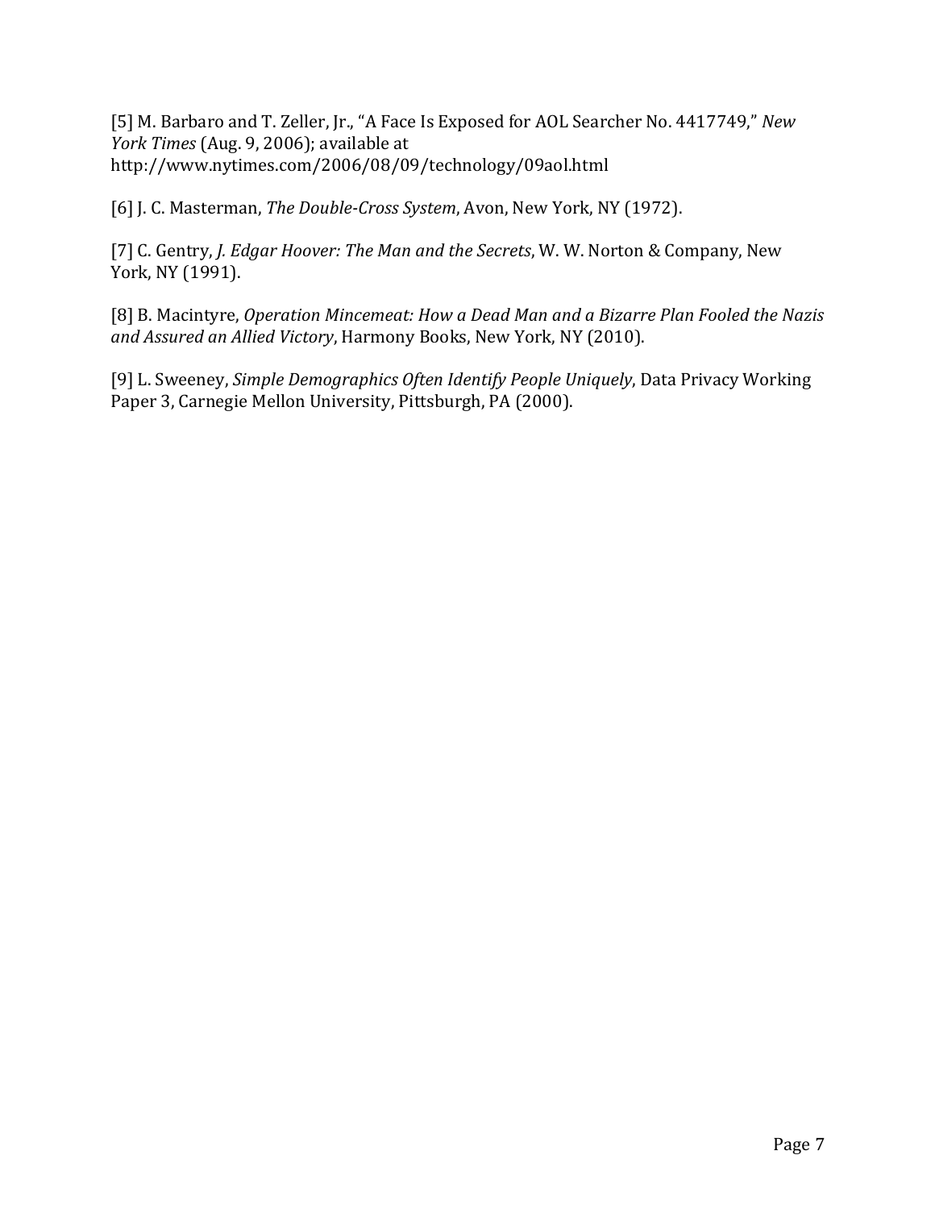[5] M. Barbaro and T. Zeller, Jr., “A Face Is Exposed for AOL Searcher No. 4417749,” *New York Times* (Aug. 9, 2006); available at http://www.nytimes.com/2006/08/09/technology/09aol.html

[6] J. C. Masterman, *The Double-Cross System*, Avon, New York, NY (1972).

[7] C. Gentry, *J. Edgar Hoover: The Man and the Secrets*, W. W. Norton & Company, New York, NY (1991).

[8] B. Macintyre, *Operation Mincemeat: How a Dead Man and a Bizarre Plan Fooled the Nazis and Assured an Allied Victory*, Harmony Books, New York, NY (2010).

[9] L. Sweeney, *Simple Demographics Often Identify People Uniquely*, Data Privacy Working Paper 3, Carnegie Mellon University, Pittsburgh, PA (2000).